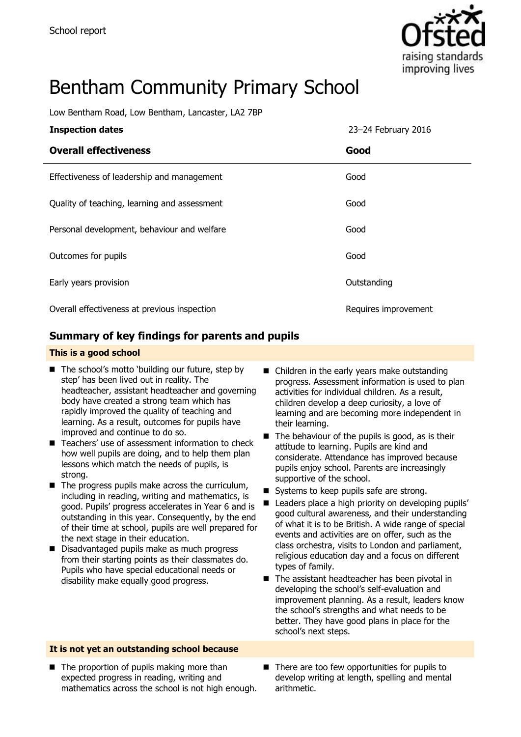School report

# Bentham Community Primary School

Low Bentham Road, Low Bentham, Lancaster, LA2 7BP

| **Inspection dates** | 23–24 February 2016 |
| --- | --- |
| **Overall effectiveness** | **Good** |
| Effectiveness of leadership and management | Good |
| Quality of teaching, learning and assessment | Good |
| Personal development, behaviour and welfare | Good |
| Outcomes for pupils | Good |
| Early years provision | Outstanding |
| Overall effectiveness at previous inspection | Requires improvement |

## Summary of key findings for parents and pupils

### This is a good school

- The school's motto 'building our future, step by step' has been lived out in reality. The headteacher, assistant headteacher and governing body have created a strong team which has rapidly improved the quality of teaching and learning. As a result, outcomes for pupils have improved and continue to do so.
- Teachers' use of assessment information to check how well pupils are doing, and to help them plan lessons which match the needs of pupils, is strong.
- The progress pupils make across the curriculum, including in reading, writing and mathematics, is good. Pupils' progress accelerates in Year 6 and is outstanding in this year. Consequently, by the end of their time at school, pupils are well prepared for the next stage in their education.
- Disadvantaged pupils make as much progress from their starting points as their classmates do. Pupils who have special educational needs or disability make equally good progress.
- Children in the early years make outstanding progress. Assessment information is used to plan activities for individual children. As a result, children develop a deep curiosity, a love of learning and are becoming more independent in their learning.
- The behaviour of the pupils is good, as is their attitude to learning. Pupils are kind and considerate. Attendance has improved because pupils enjoy school. Parents are increasingly supportive of the school.
- Systems to keep pupils safe are strong.
- Leaders place a high priority on developing pupils' good cultural awareness, and their understanding of what it is to be British. A wide range of special events and activities are on offer, such as the class orchestra, visits to London and parliament, religious education day and a focus on different types of family.
- The assistant headteacher has been pivotal in developing the school's self-evaluation and improvement planning. As a result, leaders know the school's strengths and what needs to be better. They have good plans in place for the school's next steps.

### It is not yet an outstanding school because

- The proportion of pupils making more than expected progress in reading, writing and mathematics across the school is not high enough.
- There are too few opportunities for pupils to develop writing at length, spelling and mental arithmetic.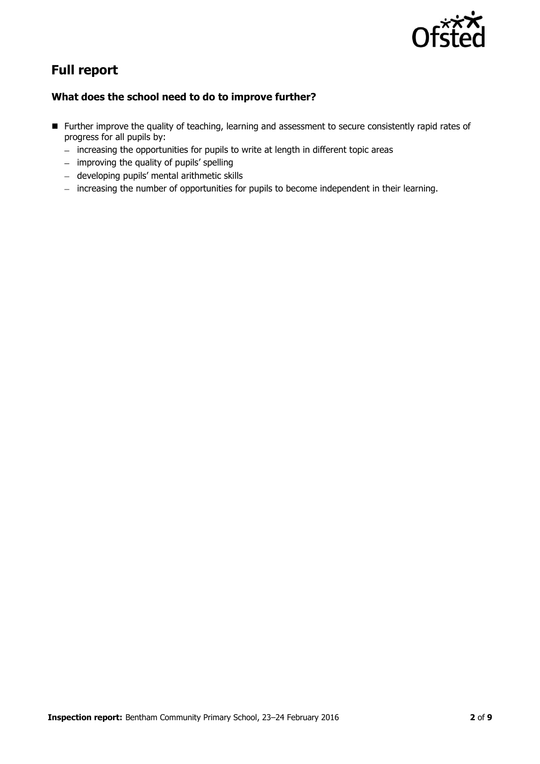## Full report

### What does the school need to do to improve further?

- Further improve the quality of teaching, learning and assessment to secure consistently rapid rates of progress for all pupils by:
  - increasing the opportunities for pupils to write at length in different topic areas
  - improving the quality of pupils' spelling
  - developing pupils' mental arithmetic skills
  - increasing the number of opportunities for pupils to become independent in their learning.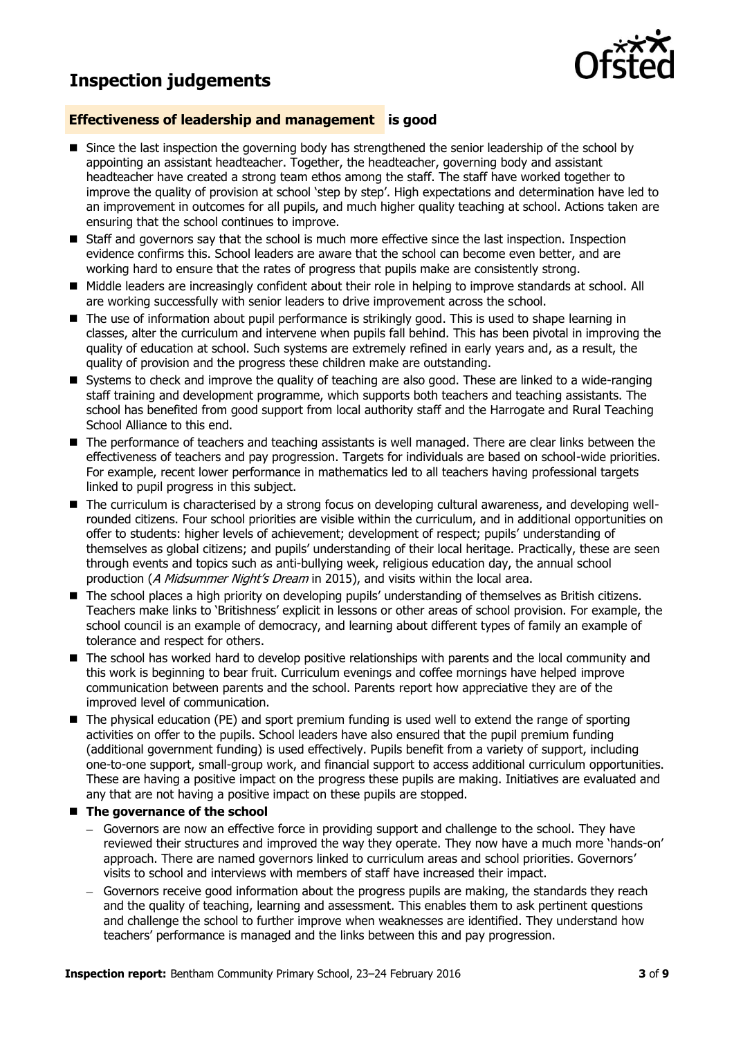# Inspection judgements

## **Effectiveness of leadership and management** is good

- Since the last inspection the governing body has strengthened the senior leadership of the school by appointing an assistant headteacher. Together, the headteacher, governing body and assistant headteacher have created a strong team ethos among the staff. The staff have worked together to improve the quality of provision at school 'step by step'. High expectations and determination have led to an improvement in outcomes for all pupils, and much higher quality teaching at school. Actions taken are ensuring that the school continues to improve.
- Staff and governors say that the school is much more effective since the last inspection. Inspection evidence confirms this. School leaders are aware that the school can become even better, and are working hard to ensure that the rates of progress that pupils make are consistently strong.
- Middle leaders are increasingly confident about their role in helping to improve standards at school. All are working successfully with senior leaders to drive improvement across the school.
- The use of information about pupil performance is strikingly good. This is used to shape learning in classes, alter the curriculum and intervene when pupils fall behind. This has been pivotal in improving the quality of education at school. Such systems are extremely refined in early years and, as a result, the quality of provision and the progress these children make are outstanding.
- Systems to check and improve the quality of teaching are also good. These are linked to a wide-ranging staff training and development programme, which supports both teachers and teaching assistants. The school has benefited from good support from local authority staff and the Harrogate and Rural Teaching School Alliance to this end.
- The performance of teachers and teaching assistants is well managed. There are clear links between the effectiveness of teachers and pay progression. Targets for individuals are based on school-wide priorities. For example, recent lower performance in mathematics led to all teachers having professional targets linked to pupil progress in this subject.
- The curriculum is characterised by a strong focus on developing cultural awareness, and developing well-rounded citizens. Four school priorities are visible within the curriculum, and in additional opportunities on offer to students: higher levels of achievement; development of respect; pupils' understanding of themselves as global citizens; and pupils' understanding of their local heritage. Practically, these are seen through events and topics such as anti-bullying week, religious education day, the annual school production (*A Midsummer Night's Dream* in 2015), and visits within the local area.
- The school places a high priority on developing pupils' understanding of themselves as British citizens. Teachers make links to 'Britishness' explicit in lessons or other areas of school provision. For example, the school council is an example of democracy, and learning about different types of family an example of tolerance and respect for others.
- The school has worked hard to develop positive relationships with parents and the local community and this work is beginning to bear fruit. Curriculum evenings and coffee mornings have helped improve communication between parents and the school. Parents report how appreciative they are of the improved level of communication.
- The physical education (PE) and sport premium funding is used well to extend the range of sporting activities on offer to the pupils. School leaders have also ensured that the pupil premium funding (additional government funding) is used effectively. Pupils benefit from a variety of support, including one-to-one support, small-group work, and financial support to access additional curriculum opportunities. These are having a positive impact on the progress these pupils are making. Initiatives are evaluated and any that are not having a positive impact on these pupils are stopped.
- **The governance of the school**
  - Governors are now an effective force in providing support and challenge to the school. They have reviewed their structures and improved the way they operate. They now have a much more 'hands-on' approach. There are named governors linked to curriculum areas and school priorities. Governors' visits to school and interviews with members of staff have increased their impact.
  - Governors receive good information about the progress pupils are making, the standards they reach and the quality of teaching, learning and assessment. This enables them to ask pertinent questions and challenge the school to further improve when weaknesses are identified. They understand how teachers' performance is managed and the links between this and pay progression.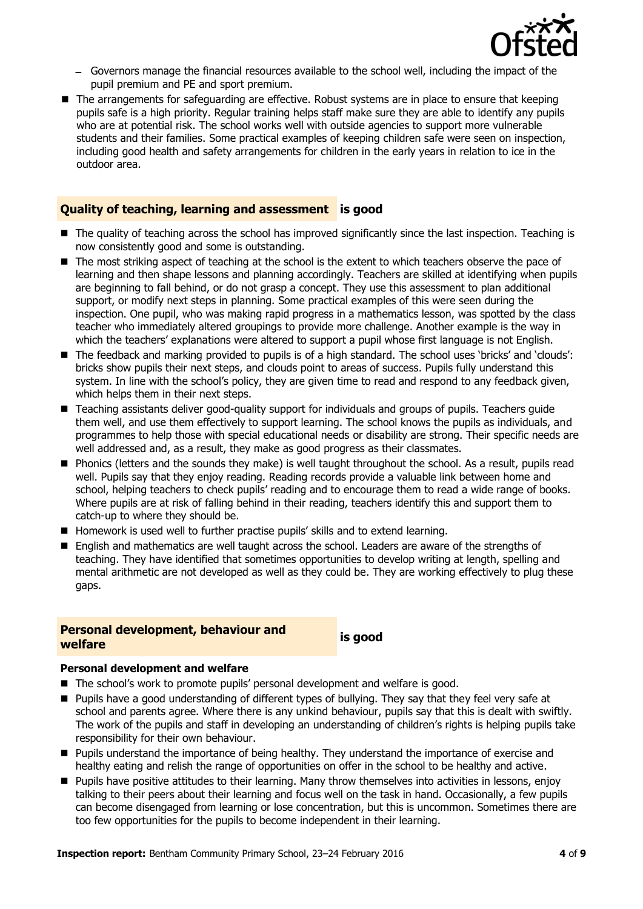- Governors manage the financial resources available to the school well, including the impact of the pupil premium and PE and sport premium.

- The arrangements for safeguarding are effective. Robust systems are in place to ensure that keeping pupils safe is a high priority. Regular training helps staff make sure they are able to identify any pupils who are at potential risk. The school works well with outside agencies to support more vulnerable students and their families. Some practical examples of keeping children safe were seen on inspection, including good health and safety arrangements for children in the early years in relation to ice in the outdoor area.

## Quality of teaching, learning and assessment is good

- The quality of teaching across the school has improved significantly since the last inspection. Teaching is now consistently good and some is outstanding.
- The most striking aspect of teaching at the school is the extent to which teachers observe the pace of learning and then shape lessons and planning accordingly. Teachers are skilled at identifying when pupils are beginning to fall behind, or do not grasp a concept. They use this assessment to plan additional support, or modify next steps in planning. Some practical examples of this were seen during the inspection. One pupil, who was making rapid progress in a mathematics lesson, was spotted by the class teacher who immediately altered groupings to provide more challenge. Another example is the way in which the teachers' explanations were altered to support a pupil whose first language is not English.
- The feedback and marking provided to pupils is of a high standard. The school uses 'bricks' and 'clouds': bricks show pupils their next steps, and clouds point to areas of success. Pupils fully understand this system. In line with the school's policy, they are given time to read and respond to any feedback given, which helps them in their next steps.
- Teaching assistants deliver good-quality support for individuals and groups of pupils. Teachers guide them well, and use them effectively to support learning. The school knows the pupils as individuals, and programmes to help those with special educational needs or disability are strong. Their specific needs are well addressed and, as a result, they make as good progress as their classmates.
- Phonics (letters and the sounds they make) is well taught throughout the school. As a result, pupils read well. Pupils say that they enjoy reading. Reading records provide a valuable link between home and school, helping teachers to check pupils' reading and to encourage them to read a wide range of books. Where pupils are at risk of falling behind in their reading, teachers identify this and support them to catch-up to where they should be.
- Homework is used well to further practise pupils' skills and to extend learning.
- English and mathematics are well taught across the school. Leaders are aware of the strengths of teaching. They have identified that sometimes opportunities to develop writing at length, spelling and mental arithmetic are not developed as well as they could be. They are working effectively to plug these gaps.

## Personal development, behaviour and welfare is good

### Personal development and welfare

- The school's work to promote pupils' personal development and welfare is good.
- Pupils have a good understanding of different types of bullying. They say that they feel very safe at school and parents agree. Where there is any unkind behaviour, pupils say that this is dealt with swiftly. The work of the pupils and staff in developing an understanding of children's rights is helping pupils take responsibility for their own behaviour.
- Pupils understand the importance of being healthy. They understand the importance of exercise and healthy eating and relish the range of opportunities on offer in the school to be healthy and active.
- Pupils have positive attitudes to their learning. Many throw themselves into activities in lessons, enjoy talking to their peers about their learning and focus well on the task in hand. Occasionally, a few pupils can become disengaged from learning or lose concentration, but this is uncommon. Sometimes there are too few opportunities for the pupils to become independent in their learning.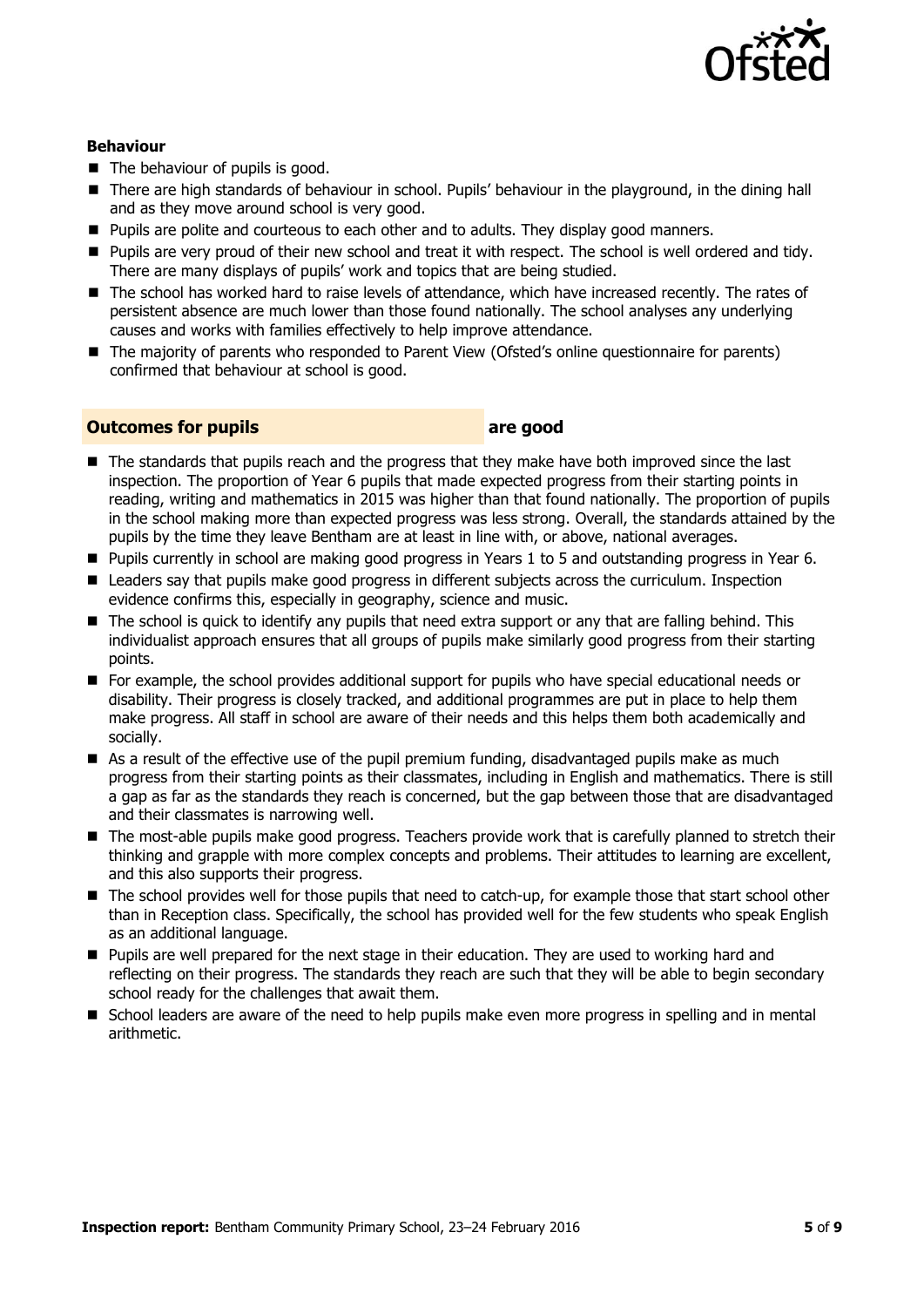**Behaviour**

- The behaviour of pupils is good.
- There are high standards of behaviour in school. Pupils' behaviour in the playground, in the dining hall and as they move around school is very good.
- Pupils are polite and courteous to each other and to adults. They display good manners.
- Pupils are very proud of their new school and treat it with respect. The school is well ordered and tidy. There are many displays of pupils' work and topics that are being studied.
- The school has worked hard to raise levels of attendance, which have increased recently. The rates of persistent absence are much lower than those found nationally. The school analyses any underlying causes and works with families effectively to help improve attendance.
- The majority of parents who responded to Parent View (Ofsted's online questionnaire for parents) confirmed that behaviour at school is good.

## Outcomes for pupils are good

- The standards that pupils reach and the progress that they make have both improved since the last inspection. The proportion of Year 6 pupils that made expected progress from their starting points in reading, writing and mathematics in 2015 was higher than that found nationally. The proportion of pupils in the school making more than expected progress was less strong. Overall, the standards attained by the pupils by the time they leave Bentham are at least in line with, or above, national averages.
- Pupils currently in school are making good progress in Years 1 to 5 and outstanding progress in Year 6.
- Leaders say that pupils make good progress in different subjects across the curriculum. Inspection evidence confirms this, especially in geography, science and music.
- The school is quick to identify any pupils that need extra support or any that are falling behind. This individualist approach ensures that all groups of pupils make similarly good progress from their starting points.
- For example, the school provides additional support for pupils who have special educational needs or disability. Their progress is closely tracked, and additional programmes are put in place to help them make progress. All staff in school are aware of their needs and this helps them both academically and socially.
- As a result of the effective use of the pupil premium funding, disadvantaged pupils make as much progress from their starting points as their classmates, including in English and mathematics. There is still a gap as far as the standards they reach is concerned, but the gap between those that are disadvantaged and their classmates is narrowing well.
- The most-able pupils make good progress. Teachers provide work that is carefully planned to stretch their thinking and grapple with more complex concepts and problems. Their attitudes to learning are excellent, and this also supports their progress.
- The school provides well for those pupils that need to catch-up, for example those that start school other than in Reception class. Specifically, the school has provided well for the few students who speak English as an additional language.
- Pupils are well prepared for the next stage in their education. They are used to working hard and reflecting on their progress. The standards they reach are such that they will be able to begin secondary school ready for the challenges that await them.
- School leaders are aware of the need to help pupils make even more progress in spelling and in mental arithmetic.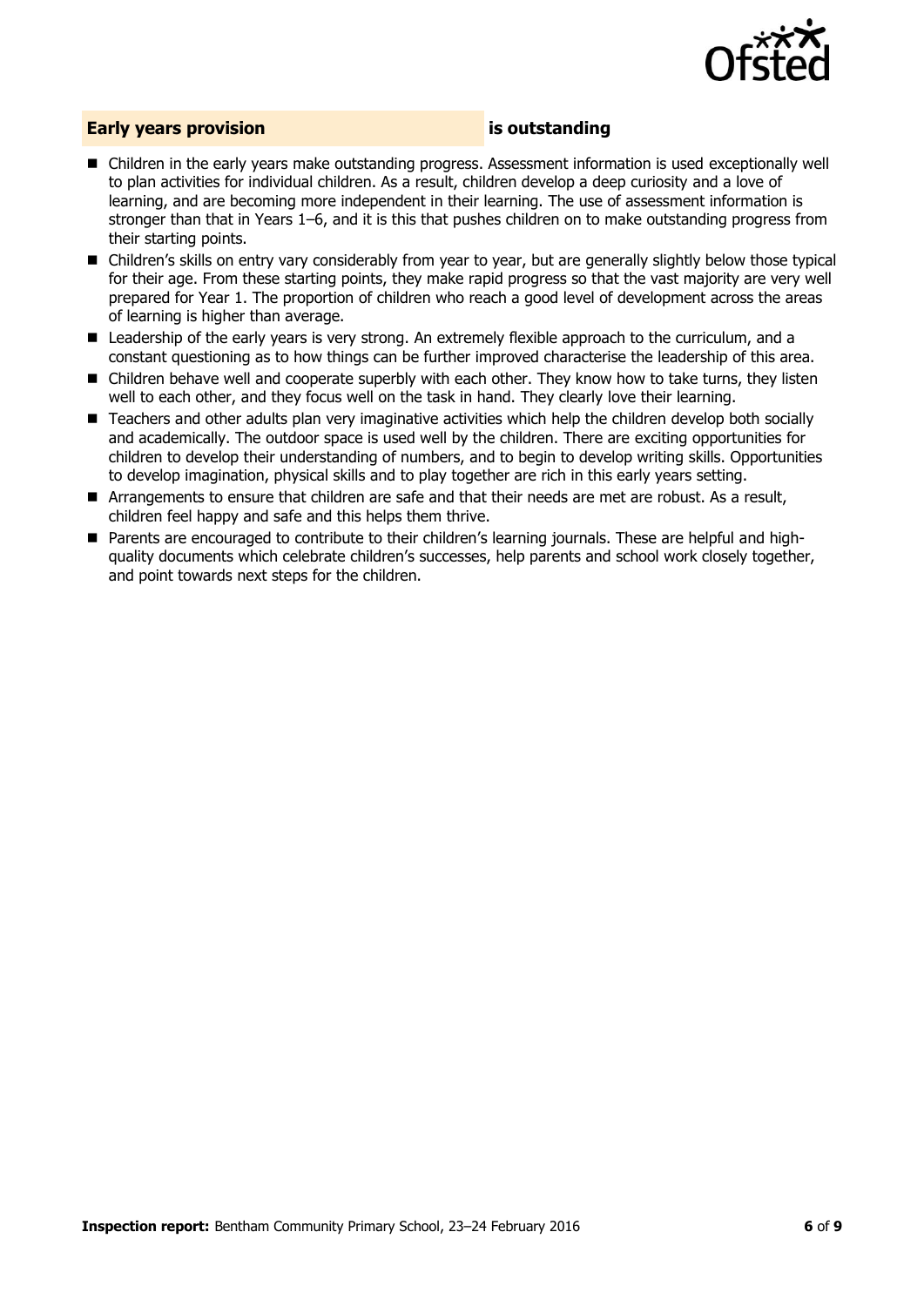## Early years provision is outstanding

- Children in the early years make outstanding progress. Assessment information is used exceptionally well to plan activities for individual children. As a result, children develop a deep curiosity and a love of learning, and are becoming more independent in their learning. The use of assessment information is stronger than that in Years 1–6, and it is this that pushes children on to make outstanding progress from their starting points.
- Children's skills on entry vary considerably from year to year, but are generally slightly below those typical for their age. From these starting points, they make rapid progress so that the vast majority are very well prepared for Year 1. The proportion of children who reach a good level of development across the areas of learning is higher than average.
- Leadership of the early years is very strong. An extremely flexible approach to the curriculum, and a constant questioning as to how things can be further improved characterise the leadership of this area.
- Children behave well and cooperate superbly with each other. They know how to take turns, they listen well to each other, and they focus well on the task in hand. They clearly love their learning.
- Teachers and other adults plan very imaginative activities which help the children develop both socially and academically. The outdoor space is used well by the children. There are exciting opportunities for children to develop their understanding of numbers, and to begin to develop writing skills. Opportunities to develop imagination, physical skills and to play together are rich in this early years setting.
- Arrangements to ensure that children are safe and that their needs are met are robust. As a result, children feel happy and safe and this helps them thrive.
- Parents are encouraged to contribute to their children's learning journals. These are helpful and high-quality documents which celebrate children's successes, help parents and school work closely together, and point towards next steps for the children.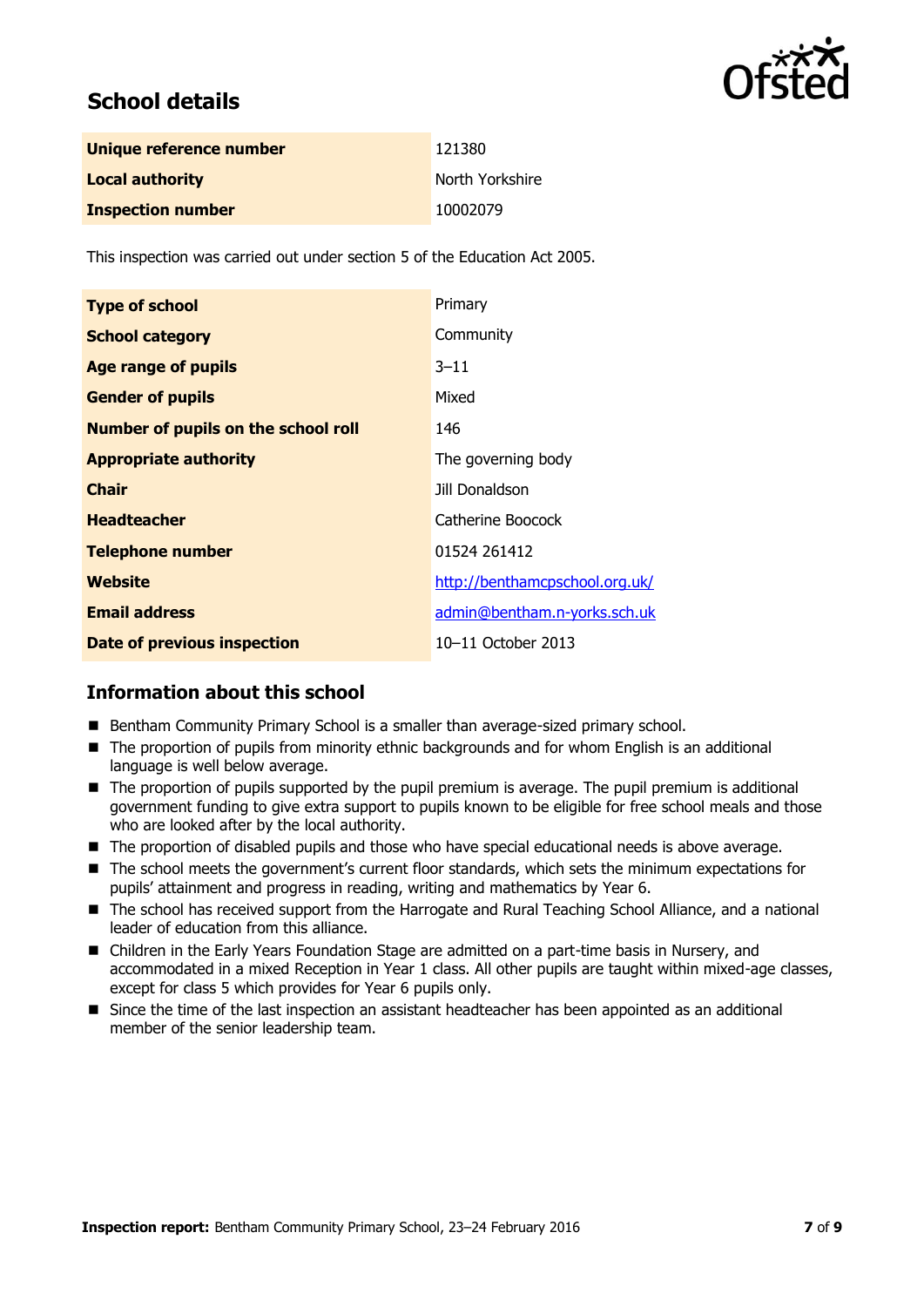## School details

| Unique reference number | 121380 |
|---|---|
| Local authority | North Yorkshire |
| Inspection number | 10002079 |

This inspection was carried out under section 5 of the Education Act 2005.

| Type of school | Primary |
|---|---|
| School category | Community |
| Age range of pupils | 3–11 |
| Gender of pupils | Mixed |
| Number of pupils on the school roll | 146 |
| Appropriate authority | The governing body |
| Chair | Jill Donaldson |
| Headteacher | Catherine Boocock |
| Telephone number | 01524 261412 |
| Website | http://benthamcpschool.org.uk/ |
| Email address | admin@bentham.n-yorks.sch.uk |
| Date of previous inspection | 10–11 October 2013 |

## Information about this school

- Bentham Community Primary School is a smaller than average-sized primary school.
- The proportion of pupils from minority ethnic backgrounds and for whom English is an additional language is well below average.
- The proportion of pupils supported by the pupil premium is average. The pupil premium is additional government funding to give extra support to pupils known to be eligible for free school meals and those who are looked after by the local authority.
- The proportion of disabled pupils and those who have special educational needs is above average.
- The school meets the government's current floor standards, which sets the minimum expectations for pupils' attainment and progress in reading, writing and mathematics by Year 6.
- The school has received support from the Harrogate and Rural Teaching School Alliance, and a national leader of education from this alliance.
- Children in the Early Years Foundation Stage are admitted on a part-time basis in Nursery, and accommodated in a mixed Reception in Year 1 class. All other pupils are taught within mixed-age classes, except for class 5 which provides for Year 6 pupils only.
- Since the time of the last inspection an assistant headteacher has been appointed as an additional member of the senior leadership team.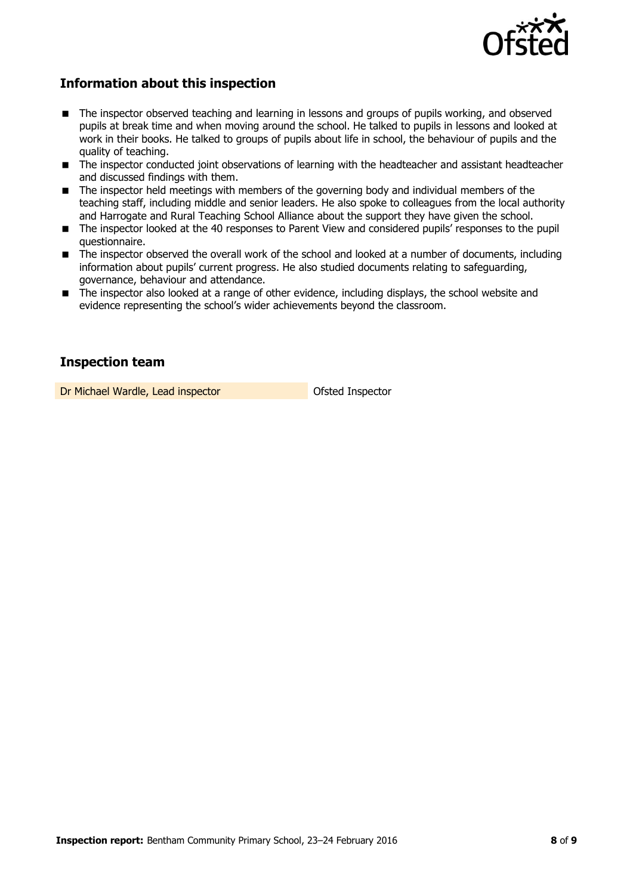## Information about this inspection

- The inspector observed teaching and learning in lessons and groups of pupils working, and observed pupils at break time and when moving around the school. He talked to pupils in lessons and looked at work in their books. He talked to groups of pupils about life in school, the behaviour of pupils and the quality of teaching.
- The inspector conducted joint observations of learning with the headteacher and assistant headteacher and discussed findings with them.
- The inspector held meetings with members of the governing body and individual members of the teaching staff, including middle and senior leaders. He also spoke to colleagues from the local authority and Harrogate and Rural Teaching School Alliance about the support they have given the school.
- The inspector looked at the 40 responses to Parent View and considered pupils' responses to the pupil questionnaire.
- The inspector observed the overall work of the school and looked at a number of documents, including information about pupils' current progress. He also studied documents relating to safeguarding, governance, behaviour and attendance.
- The inspector also looked at a range of other evidence, including displays, the school website and evidence representing the school's wider achievements beyond the classroom.

## Inspection team

| | |
|---|---|
| Dr Michael Wardle, Lead inspector | Ofsted Inspector |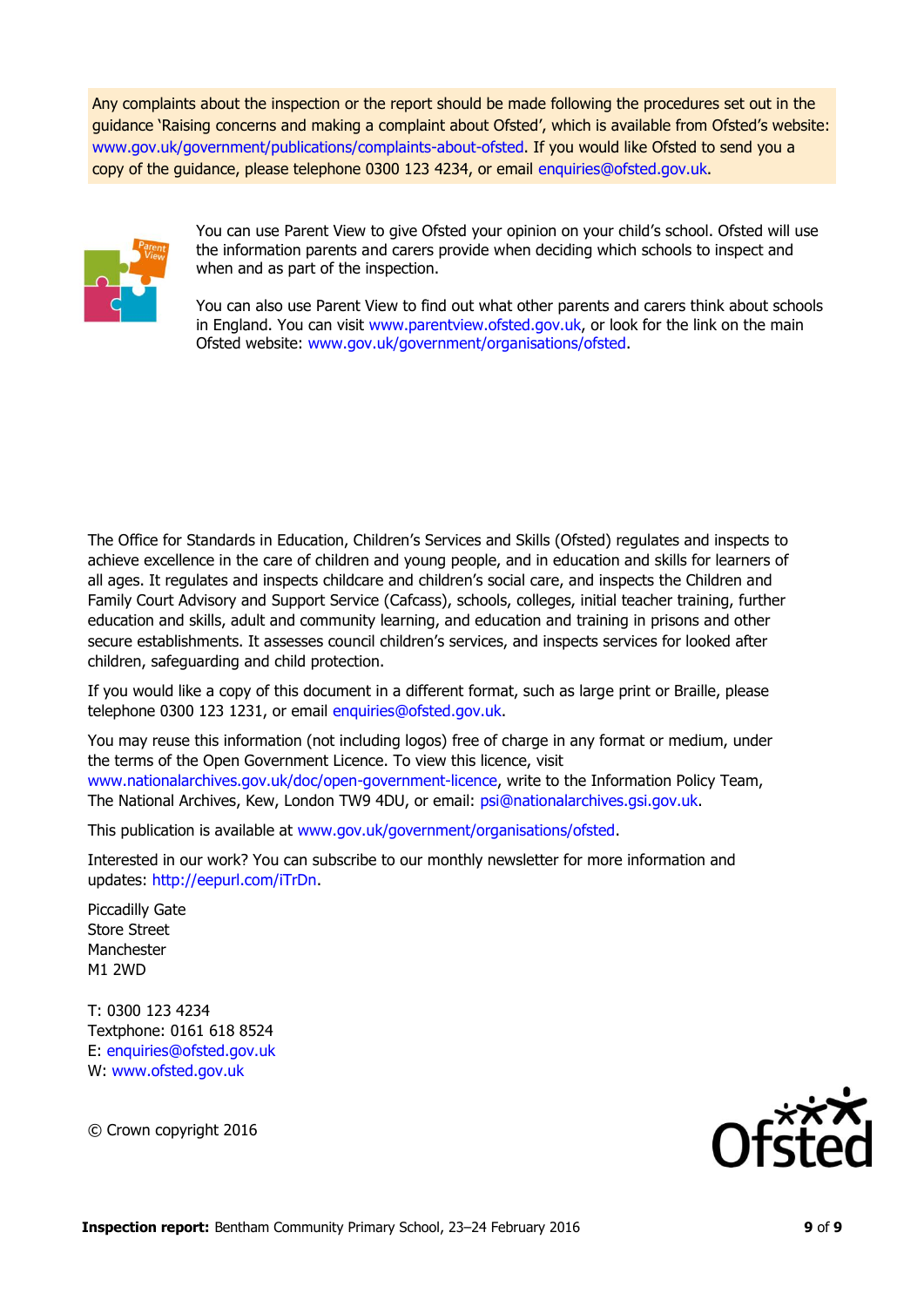Any complaints about the inspection or the report should be made following the procedures set out in the guidance 'Raising concerns and making a complaint about Ofsted', which is available from Ofsted's website: www.gov.uk/government/publications/complaints-about-ofsted. If you would like Ofsted to send you a copy of the guidance, please telephone 0300 123 4234, or email enquiries@ofsted.gov.uk.

You can use Parent View to give Ofsted your opinion on your child's school. Ofsted will use the information parents and carers provide when deciding which schools to inspect and when and as part of the inspection.

You can also use Parent View to find out what other parents and carers think about schools in England. You can visit www.parentview.ofsted.gov.uk, or look for the link on the main Ofsted website: www.gov.uk/government/organisations/ofsted.

The Office for Standards in Education, Children's Services and Skills (Ofsted) regulates and inspects to achieve excellence in the care of children and young people, and in education and skills for learners of all ages. It regulates and inspects childcare and children's social care, and inspects the Children and Family Court Advisory and Support Service (Cafcass), schools, colleges, initial teacher training, further education and skills, adult and community learning, and education and training in prisons and other secure establishments. It assesses council children's services, and inspects services for looked after children, safeguarding and child protection.

If you would like a copy of this document in a different format, such as large print or Braille, please telephone 0300 123 1231, or email enquiries@ofsted.gov.uk.

You may reuse this information (not including logos) free of charge in any format or medium, under the terms of the Open Government Licence. To view this licence, visit www.nationalarchives.gov.uk/doc/open-government-licence, write to the Information Policy Team, The National Archives, Kew, London TW9 4DU, or email: psi@nationalarchives.gsi.gov.uk.

This publication is available at www.gov.uk/government/organisations/ofsted.

Interested in our work? You can subscribe to our monthly newsletter for more information and updates: http://eepurl.com/iTrDn.

Piccadilly Gate
Store Street
Manchester
M1 2WD

T: 0300 123 4234
Textphone: 0161 618 8524
E: enquiries@ofsted.gov.uk
W: www.ofsted.gov.uk

© Crown copyright 2016